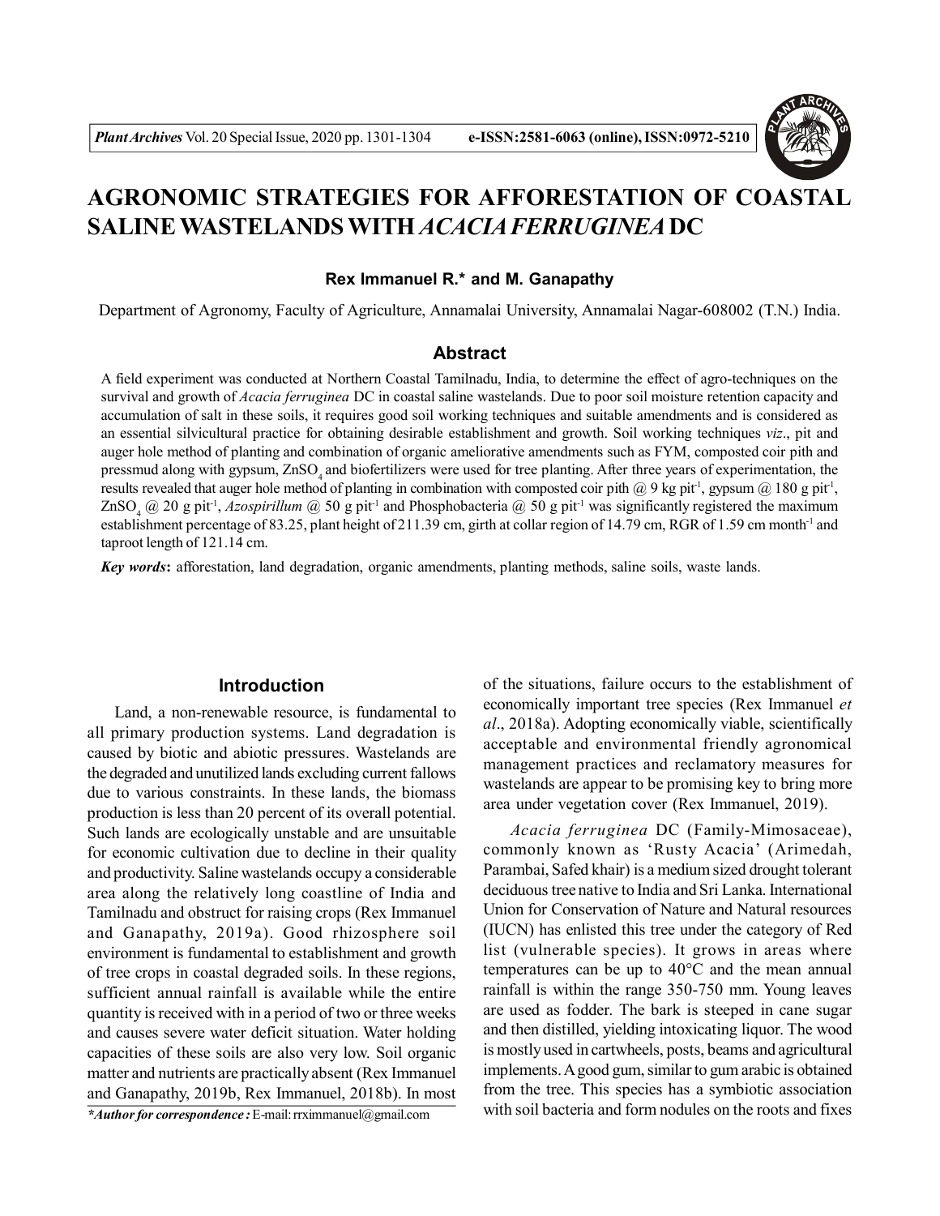# AGRONOMIC STRATEGIES FOR AFFORESTATION OF COASTAL SALINE WASTELANDS WITH *ACACIA FERRUGINEA* DC

**Rex Immanuel R.\* and M. Ganapathy**

Department of Agronomy, Faculty of Agriculture, Annamalai University, Annamalai Nagar-608002 (T.N.) India.

## Abstract

A field experiment was conducted at Northern Coastal Tamilnadu, India, to determine the effect of agro-techniques on the survival and growth of *Acacia ferruginea* DC in coastal saline wastelands. Due to poor soil moisture retention capacity and accumulation of salt in these soils, it requires good soil working techniques and suitable amendments and is considered as an essential silvicultural practice for obtaining desirable establishment and growth. Soil working techniques *viz*., pit and auger hole method of planting and combination of organic ameliorative amendments such as FYM, composted coir pith and pressmud along with gypsum, $ZnSO_4$ and biofertilizers were used for tree planting. After three years of experimentation, the results revealed that auger hole method of planting in combination with composted coir pith @ 9 kg pit$^{-1}$, gypsum @ 180 g pit$^{-1}$, $ZnSO_4$ @ 20 g pit$^{-1}$, *Azospirillum* @ 50 g pit$^{-1}$ and Phosphobacteria @ 50 g pit$^{-1}$ was significantly registered the maximum establishment percentage of 83.25, plant height of 211.39 cm, girth at collar region of 14.79 cm, RGR of 1.59 cm month$^{-1}$ and taproot length of 121.14 cm.

***Key words*:** afforestation, land degradation, organic amendments, planting methods, saline soils, waste lands.

## Introduction

Land, a non-renewable resource, is fundamental to all primary production systems. Land degradation is caused by biotic and abiotic pressures. Wastelands are the degraded and unutilized lands excluding current fallows due to various constraints. In these lands, the biomass production is less than 20 percent of its overall potential. Such lands are ecologically unstable and are unsuitable for economic cultivation due to decline in their quality and productivity. Saline wastelands occupy a considerable area along the relatively long coastline of India and Tamilnadu and obstruct for raising crops (Rex Immanuel and Ganapathy, 2019a). Good rhizosphere soil environment is fundamental to establishment and growth of tree crops in coastal degraded soils. In these regions, sufficient annual rainfall is available while the entire quantity is received with in a period of two or three weeks and causes severe water deficit situation. Water holding capacities of these soils are also very low. Soil organic matter and nutrients are practically absent (Rex Immanuel and Ganapathy, 2019b, Rex Immanuel, 2018b). In most of the situations, failure occurs to the establishment of economically important tree species (Rex Immanuel *et al*., 2018a). Adopting economically viable, scientifically acceptable and environmental friendly agronomical management practices and reclamatory measures for wastelands are appear to be promising key to bring more area under vegetation cover (Rex Immanuel, 2019).

*Acacia ferruginea* DC (Family-Mimosaceae), commonly known as 'Rusty Acacia' (Arimedah, Parambai, Safed khair) is a medium sized drought tolerant deciduous tree native to India and Sri Lanka. International Union for Conservation of Nature and Natural resources (IUCN) has enlisted this tree under the category of Red list (vulnerable species). It grows in areas where temperatures can be up to 40°C and the mean annual rainfall is within the range 350-750 mm. Young leaves are used as fodder. The bark is steeped in cane sugar and then distilled, yielding intoxicating liquor. The wood is mostly used in cartwheels, posts, beams and agricultural implements. A good gum, similar to gum arabic is obtained from the tree. This species has a symbiotic association with soil bacteria and form nodules on the roots and fixes

***Author for correspondence :** E-mail: rrximmanuel@gmail.com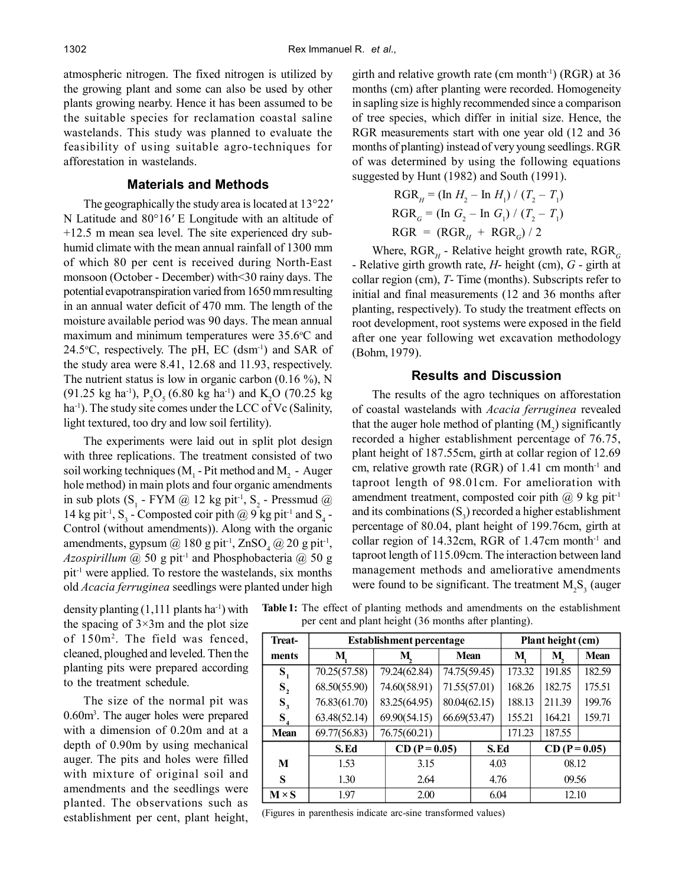atmospheric nitrogen. The fixed nitrogen is utilized by the growing plant and some can also be used by other plants growing nearby. Hence it has been assumed to be the suitable species for reclamation coastal saline wastelands. This study was planned to evaluate the feasibility of using suitable agro-techniques for afforestation in wastelands.

## Materials and Methods

The geographically the study area is located at 13°22′ N Latitude and 80°16′ E Longitude with an altitude of +12.5 m mean sea level. The site experienced dry sub-humid climate with the mean annual rainfall of 1300 mm of which 80 per cent is received during North-East monsoon (October - December) with<30 rainy days. The potential evapotranspiration varied from 1650 mm resulting in an annual water deficit of 470 mm. The length of the moisture available period was 90 days. The mean annual maximum and minimum temperatures were 35.6°C and 24.5°C, respectively. The pH, EC (dsm$^{-1}$) and SAR of the study area were 8.41, 12.68 and 11.93, respectively. The nutrient status is low in organic carbon (0.16 %), N (91.25 kg ha$^{-1}$), $P_2O_5$ (6.80 kg ha$^{-1}$) and $K_2O$ (70.25 kg ha$^{-1}$). The study site comes under the LCC of Vc (Salinity, light textured, too dry and low soil fertility).

The experiments were laid out in split plot design with three replications. The treatment consisted of two soil working techniques ($M_1$ - Pit method and $M_2$ - Auger hole method) in main plots and four organic amendments in sub plots ($S_1$ - FYM @ 12 kg pit$^{-1}$, $S_2$ - Pressmud @ 14 kg pit$^{-1}$, $S_3$ - Composted coir pith @ 9 kg pit$^{-1}$ and $S_4$ - Control (without amendments)). Along with the organic amendments, gypsum @ 180 g pit$^{-1}$, $ZnSO_4$ @ 20 g pit$^{-1}$, *Azospirillum* @ 50 g pit$^{-1}$ and Phosphobacteria @ 50 g pit$^{-1}$ were applied. To restore the wastelands, six months old *Acacia ferruginea* seedlings were planted under high density planting (1,111 plants ha$^{-1}$) with the spacing of 3×3m and the plot size of 150m$^2$. The field was fenced, cleaned, ploughed and leveled. Then the planting pits were prepared according to the treatment schedule.

The size of the normal pit was 0.60m$^3$. The auger holes were prepared with a dimension of 0.20m and at a depth of 0.90m by using mechanical auger. The pits and holes were filled with mixture of original soil and amendments and the seedlings were planted. The observations such as establishment per cent, plant height, girth and relative growth rate (cm month$^{-1}$) (RGR) at 36 months (cm) after planting were recorded. Homogeneity in sapling size is highly recommended since a comparison of tree species, which differ in initial size. Hence, the RGR measurements start with one year old (12 and 36 months of planting) instead of very young seedlings. RGR of was determined by using the following equations suggested by Hunt (1982) and South (1991).

$$RGR_H = (\ln H_2 - \ln H_1) / (T_2 - T_1)$$

$$RGR_G = (\ln G_2 - \ln G_1) / (T_2 - T_1)$$

$$RGR = (RGR_H + RGR_G) / 2$$

Where, $RGR_H$ - Relative height growth rate, $RGR_G$ - Relative girth growth rate, $H$- height (cm), $G$ - girth at collar region (cm), $T$- Time (months). Subscripts refer to initial and final measurements (12 and 36 months after planting, respectively). To study the treatment effects on root development, root systems were exposed in the field after one year following wet excavation methodology (Bohm, 1979).

## Results and Discussion

The results of the agro techniques on afforestation of coastal wastelands with *Acacia ferruginea* revealed that the auger hole method of planting ($M_2$) significantly recorded a higher establishment percentage of 76.75, plant height of 187.55cm, girth at collar region of 12.69 cm, relative growth rate (RGR) of 1.41 cm month$^{-1}$ and taproot length of 98.01cm. For amelioration with amendment treatment, composted coir pith @ 9 kg pit$^{-1}$ and its combinations ($S_3$) recorded a higher establishment percentage of 80.04, plant height of 199.76cm, girth at collar region of 14.32cm, RGR of 1.47cm month$^{-1}$ and taproot length of 115.09cm. The interaction between land management methods and ameliorative amendments were found to be significant. The treatment $M_2S_3$ (auger

**Table 1:** The effect of planting methods and amendments on the establishment per cent and plant height (36 months after planting).

| Treat-ments | Establishment percentage | | | Plant height (cm) | | |
|---|---|---|---|---|---|---|
| | $M_1$ | $M_2$ | Mean | $M_1$ | $M_2$ | Mean |
| $S_1$ | 70.25(57.58) | 79.24(62.84) | 74.75(59.45) | 173.32 | 191.85 | 182.59 |
| $S_2$ | 68.50(55.90) | 74.60(58.91) | 71.55(57.01) | 168.26 | 182.75 | 175.51 |
| $S_3$ | 76.83(61.70) | 83.25(64.95) | 80.04(62.15) | 188.13 | 211.39 | 199.76 |
| $S_4$ | 63.48(52.14) | 69.90(54.15) | 66.69(53.47) | 155.21 | 164.21 | 159.71 |
| Mean | 69.77(56.83) | 76.75(60.21) | | 171.23 | 187.55 | |
| | S.Ed | CD (P = 0.05) | | S.Ed | CD (P = 0.05) | |
| M | 1.53 | 3.15 | | 4.03 | 08.12 | |
| S | 1.30 | 2.64 | | 4.76 | 09.56 | |
| M × S | 1.97 | 2.00 | | 6.04 | 12.10 | |

(Figures in parenthesis indicate arc-sine transformed values)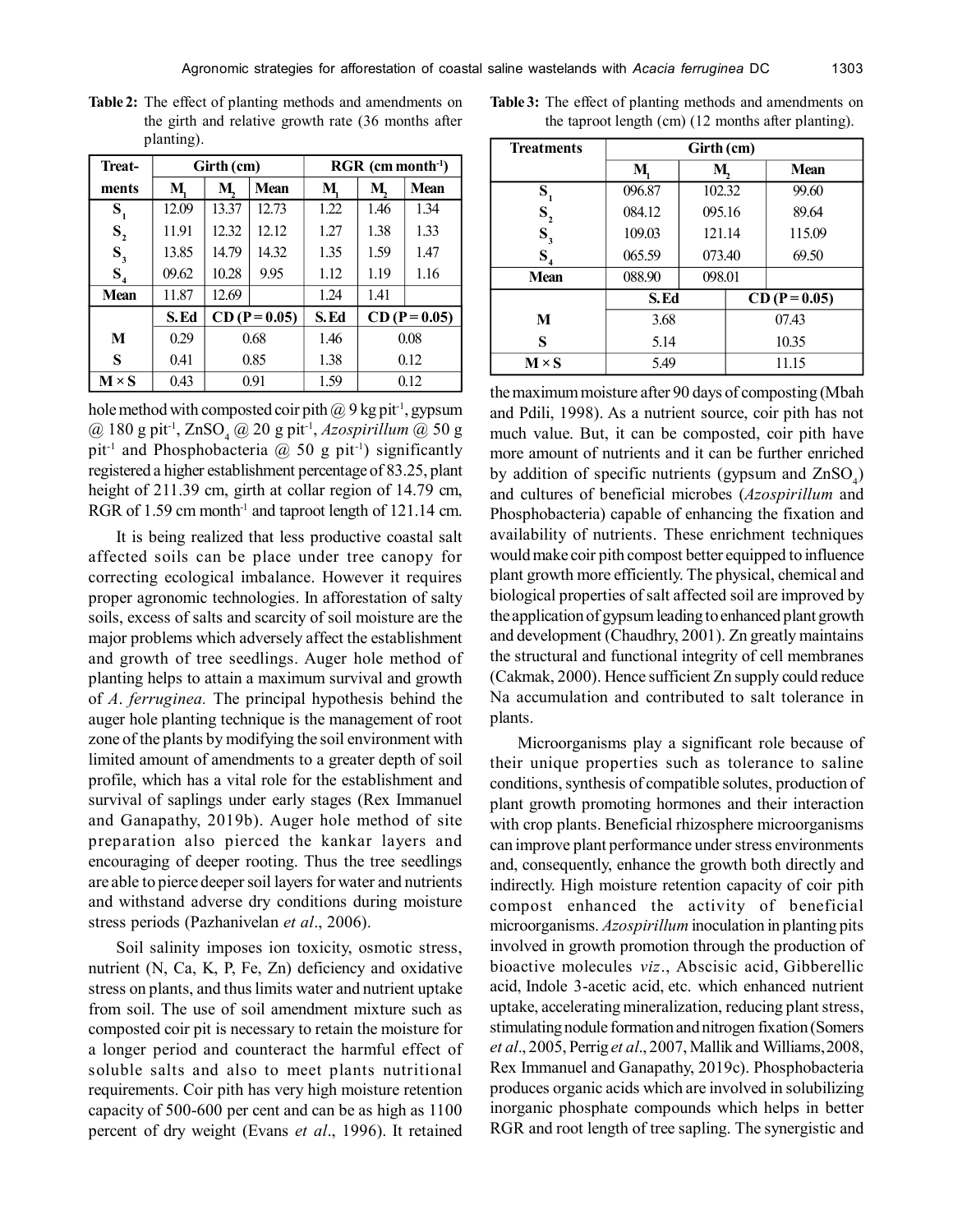**Table 2:** The effect of planting methods and amendments on the girth and relative growth rate (36 months after planting).

| Treat-ments | Girth (cm) | | | RGR (cm month$^{-1}$) | | |
|---|---|---|---|---|---|---|
| | $M_1$ | $M_2$ | Mean | $M_1$ | $M_2$ | Mean |
| $S_1$ | 12.09 | 13.37 | 12.73 | 1.22 | 1.46 | 1.34 |
| $S_2$ | 11.91 | 12.32 | 12.12 | 1.27 | 1.38 | 1.33 |
| $S_3$ | 13.85 | 14.79 | 14.32 | 1.35 | 1.59 | 1.47 |
| $S_4$ | 09.62 | 10.28 | 9.95 | 1.12 | 1.19 | 1.16 |
| Mean | 11.87 | 12.69 | | 1.24 | 1.41 | |
| | S.Ed | CD (P = 0.05) | | S.Ed | CD (P = 0.05) | |
| M | 0.29 | 0.68 | | 1.46 | 0.08 | |
| S | 0.41 | 0.85 | | 1.38 | 0.12 | |
| M × S | 0.43 | 0.91 | | 1.59 | 0.12 | |

hole method with composted coir pith @ 9 kg pit$^{-1}$, gypsum @ 180 g pit$^{-1}$, $ZnSO_4$ @ 20 g pit$^{-1}$, *Azospirillum* @ 50 g pit$^{-1}$ and Phosphobacteria @ 50 g pit$^{-1}$) significantly registered a higher establishment percentage of 83.25, plant height of 211.39 cm, girth at collar region of 14.79 cm, RGR of 1.59 cm month$^{-1}$ and taproot length of 121.14 cm.

It is being realized that less productive coastal salt affected soils can be place under tree canopy for correcting ecological imbalance. However it requires proper agronomic technologies. In afforestation of salty soils, excess of salts and scarcity of soil moisture are the major problems which adversely affect the establishment and growth of tree seedlings. Auger hole method of planting helps to attain a maximum survival and growth of *A. ferruginea.* The principal hypothesis behind the auger hole planting technique is the management of root zone of the plants by modifying the soil environment with limited amount of amendments to a greater depth of soil profile, which has a vital role for the establishment and survival of saplings under early stages (Rex Immanuel and Ganapathy, 2019b). Auger hole method of site preparation also pierced the kankar layers and encouraging of deeper rooting. Thus the tree seedlings are able to pierce deeper soil layers for water and nutrients and withstand adverse dry conditions during moisture stress periods (Pazhanivelan *et al*., 2006).

Soil salinity imposes ion toxicity, osmotic stress, nutrient (N, Ca, K, P, Fe, Zn) deficiency and oxidative stress on plants, and thus limits water and nutrient uptake from soil. The use of soil amendment mixture such as composted coir pit is necessary to retain the moisture for a longer period and counteract the harmful effect of soluble salts and also to meet plants nutritional requirements. Coir pith has very high moisture retention capacity of 500-600 per cent and can be as high as 1100 percent of dry weight (Evans *et al*., 1996). It retained

**Table 3:** The effect of planting methods and amendments on the taproot length (cm) (12 months after planting).

| Treatments | Girth (cm) | | |
|---|---|---|---|
| | $M_1$ | $M_2$ | Mean |
| $S_1$ | 096.87 | 102.32 | 99.60 |
| $S_2$ | 084.12 | 095.16 | 89.64 |
| $S_3$ | 109.03 | 121.14 | 115.09 |
| $S_4$ | 065.59 | 073.40 | 69.50 |
| Mean | 088.90 | 098.01 | |
| | S.Ed | CD (P = 0.05) | |
| M | 3.68 | 07.43 | |
| S | 5.14 | 10.35 | |
| M × S | 5.49 | 11.15 | |

the maximum moisture after 90 days of composting (Mbah and Pdili, 1998). As a nutrient source, coir pith has not much value. But, it can be composted, coir pith have more amount of nutrients and it can be further enriched by addition of specific nutrients (gypsum and $ZnSO_4$) and cultures of beneficial microbes (*Azospirillum* and Phosphobacteria) capable of enhancing the fixation and availability of nutrients. These enrichment techniques would make coir pith compost better equipped to influence plant growth more efficiently. The physical, chemical and biological properties of salt affected soil are improved by the application of gypsum leading to enhanced plant growth and development (Chaudhry, 2001). Zn greatly maintains the structural and functional integrity of cell membranes (Cakmak, 2000). Hence sufficient Zn supply could reduce Na accumulation and contributed to salt tolerance in plants.

Microorganisms play a significant role because of their unique properties such as tolerance to saline conditions, synthesis of compatible solutes, production of plant growth promoting hormones and their interaction with crop plants. Beneficial rhizosphere microorganisms can improve plant performance under stress environments and, consequently, enhance the growth both directly and indirectly. High moisture retention capacity of coir pith compost enhanced the activity of beneficial microorganisms. *Azospirillum* inoculation in planting pits involved in growth promotion through the production of bioactive molecules *viz*., Abscisic acid, Gibberellic acid, Indole 3-acetic acid, etc. which enhanced nutrient uptake, accelerating mineralization, reducing plant stress, stimulating nodule formation and nitrogen fixation (Somers *et al*., 2005, Perrig *et al*., 2007, Mallik and Williams, 2008, Rex Immanuel and Ganapathy, 2019c). Phosphobacteria produces organic acids which are involved in solubilizing inorganic phosphate compounds which helps in better RGR and root length of tree sapling. The synergistic and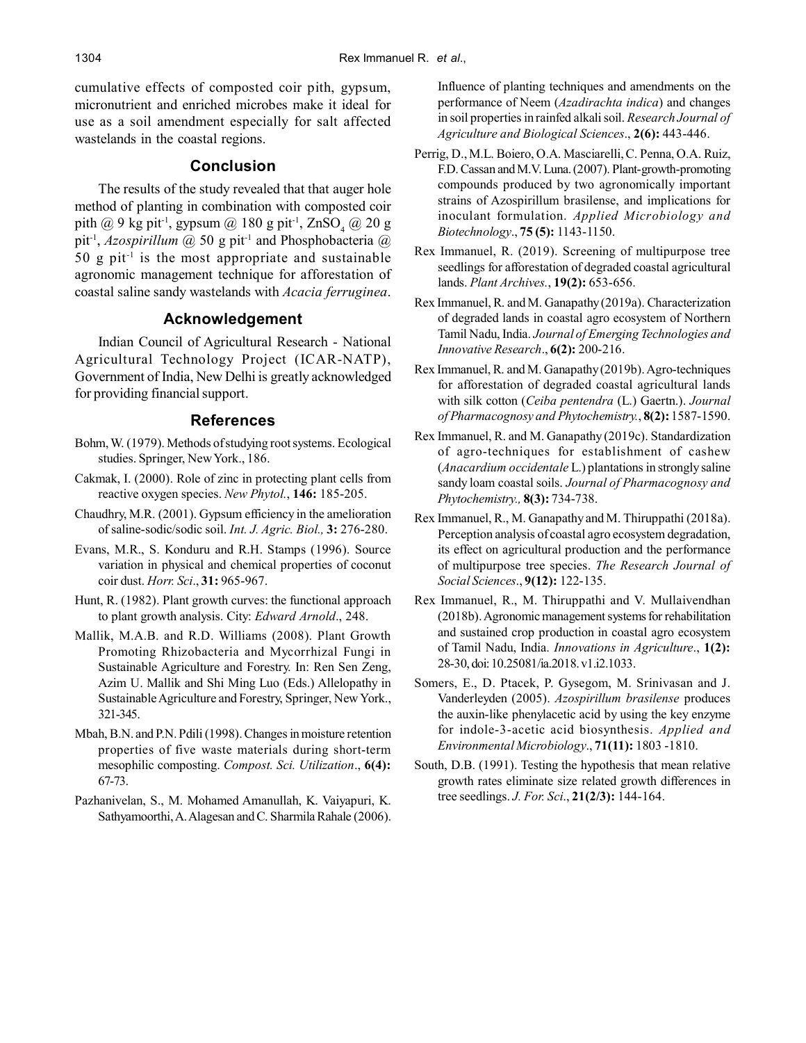cumulative effects of composted coir pith, gypsum, micronutrient and enriched microbes make it ideal for use as a soil amendment especially for salt affected wastelands in the coastal regions.

## Conclusion

The results of the study revealed that that auger hole method of planting in combination with composted coir pith @ 9 kg $pit^{-1}$, gypsum @ 180 g $pit^{-1}$, $ZnSO_4$ @ 20 g $pit^{-1}$, *Azospirillum* @ 50 g $pit^{-1}$ and Phosphobacteria @ 50 g $pit^{-1}$ is the most appropriate and sustainable agronomic management technique for afforestation of coastal saline sandy wastelands with *Acacia ferruginea*.

## Acknowledgement

Indian Council of Agricultural Research - National Agricultural Technology Project (ICAR-NATP), Government of India, New Delhi is greatly acknowledged for providing financial support.

## References

Bohm, W. (1979). Methods of studying root systems. Ecological studies. Springer, New York., 186.

Cakmak, I. (2000). Role of zinc in protecting plant cells from reactive oxygen species. *New Phytol.*, **146:** 185-205.

Chaudhry, M.R. (2001). Gypsum efficiency in the amelioration of saline-sodic/sodic soil. *Int. J. Agric. Biol.,* **3:** 276-280.

Evans, M.R., S. Konduru and R.H. Stamps (1996). Source variation in physical and chemical properties of coconut coir dust. *Horr. Sci*., **31:** 965-967.

Hunt, R. (1982). Plant growth curves: the functional approach to plant growth analysis. City: *Edward Arnold*., 248.

Mallik, M.A.B. and R.D. Williams (2008). Plant Growth Promoting Rhizobacteria and Mycorrhizal Fungi in Sustainable Agriculture and Forestry. In: Ren Sen Zeng, Azim U. Mallik and Shi Ming Luo (Eds.) Allelopathy in Sustainable Agriculture and Forestry, Springer, New York., 321-345.

Mbah, B.N. and P.N. Pdili (1998). Changes in moisture retention properties of five waste materials during short-term mesophilic composting. *Compost. Sci. Utilization*., **6(4):** 67-73.

Pazhanivelan, S., M. Mohamed Amanullah, K. Vaiyapuri, K. Sathyamoorthi, A. Alagesan and C. Sharmila Rahale (2006). Influence of planting techniques and amendments on the performance of Neem (*Azadirachta indica*) and changes in soil properties in rainfed alkali soil. *Research Journal of Agriculture and Biological Sciences*., **2(6):** 443-446.

Perrig, D., M.L. Boiero, O.A. Masciarelli, C. Penna, O.A. Ruiz, F.D. Cassan and M.V. Luna. (2007). Plant-growth-promoting compounds produced by two agronomically important strains of Azospirillum brasilense, and implications for inoculant formulation. *Applied Microbiology and Biotechnology*., **75 (5):** 1143-1150.

Rex Immanuel, R. (2019). Screening of multipurpose tree seedlings for afforestation of degraded coastal agricultural lands. *Plant Archives.*, **19(2):** 653-656.

Rex Immanuel, R. and M. Ganapathy (2019a). Characterization of degraded lands in coastal agro ecosystem of Northern Tamil Nadu, India. *Journal of Emerging Technologies and Innovative Research*., **6(2):** 200-216.

Rex Immanuel, R. and M. Ganapathy (2019b). Agro-techniques for afforestation of degraded coastal agricultural lands with silk cotton (*Ceiba pentendra* (L.) Gaertn.). *Journal of Pharmacognosy and Phytochemistry.*, **8(2):** 1587-1590.

Rex Immanuel, R. and M. Ganapathy (2019c). Standardization of agro-techniques for establishment of cashew (*Anacardium occidentale* L.) plantations in strongly saline sandy loam coastal soils. *Journal of Pharmacognosy and Phytochemistry.,* **8(3):** 734-738.

Rex Immanuel, R., M. Ganapathy and M. Thiruppathi (2018a). Perception analysis of coastal agro ecosystem degradation, its effect on agricultural production and the performance of multipurpose tree species. *The Research Journal of Social Sciences*., **9(12):** 122-135.

Rex Immanuel, R., M. Thiruppathi and V. Mullaivendhan (2018b). Agronomic management systems for rehabilitation and sustained crop production in coastal agro ecosystem of Tamil Nadu, India. *Innovations in Agriculture*., **1(2):** 28-30, doi: 10.25081/ia.2018. v1.i2.1033.

Somers, E., D. Ptacek, P. Gysegom, M. Srinivasan and J. Vanderleyden (2005). *Azospirillum brasilense* produces the auxin-like phenylacetic acid by using the key enzyme for indole-3-acetic acid biosynthesis. *Applied and Environmental Microbiology*., **71(11):** 1803 -1810.

South, D.B. (1991). Testing the hypothesis that mean relative growth rates eliminate size related growth differences in tree seedlings. *J. For. Sci*., **21(2/3):** 144-164.